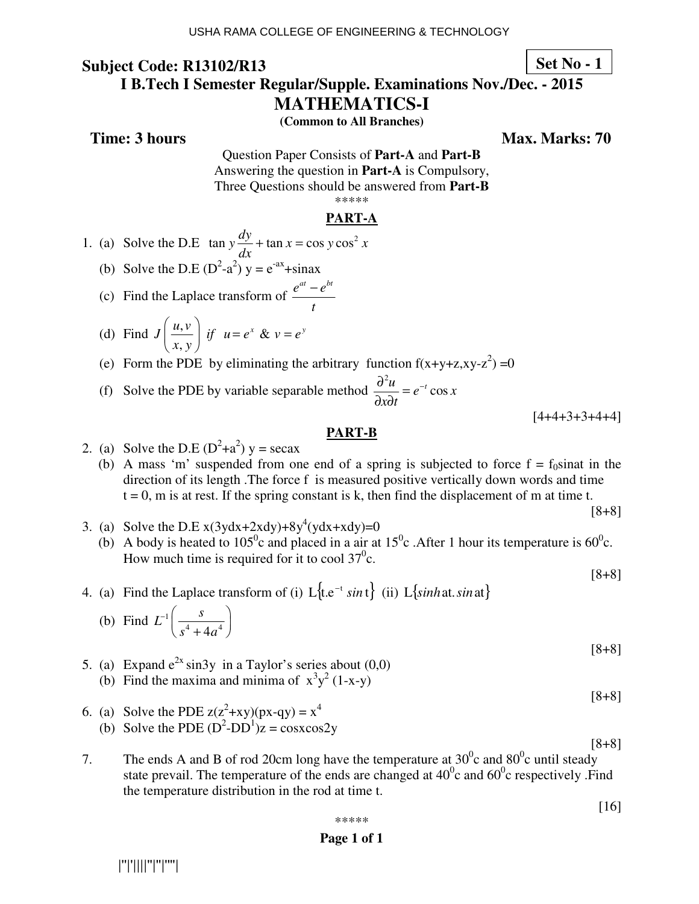USHA RAMA COLLEGE OF ENGINEERING & TECHNOLOGY

**Subject Code: R13102/R13** **Set No - 1**

## I B.Tech I Semester Regular/Supple. Examinations Nov./Dec. - 2015

# MATHEMATICS-I

**(Common to All Branches)**

**Time: 3 hours** **Max. Marks: 70**

Question Paper Consists of **Part-A** and **Part-B**
Answering the question in **Part-A** is Compulsory,
Three Questions should be answered from **Part-B**

\*\*\*\*\*

## PART-A

1. (a) Solve the D.E $\tan y \dfrac{dy}{dx} + \tan x = \cos y \cos^2 x$

   (b) Solve the D.E $(D^2-a^2)\, y = e^{-ax}+\sin ax$

   (c) Find the Laplace transform of $\dfrac{e^{at}-e^{bt}}{t}$

   (d) Find $J\left(\dfrac{u,v}{x,y}\right)$ *if* $u = e^x$ & $v = e^y$

   (e) Form the PDE by eliminating the arbitrary function $f(x+y+z, xy-z^2) = 0$

   (f) Solve the PDE by variable separable method $\dfrac{\partial^2 u}{\partial x \partial t} = e^{-t}\cos x$

[4+4+3+3+4+4]

## PART-B

2. (a) Solve the D.E $(D^2+a^2)\, y = \sec ax$

   (b) A mass 'm' suspended from one end of a spring is subjected to force $f = f_0 \sin at$ in the direction of its length .The force f is measured positive vertically down words and time t = 0, m is at rest. If the spring constant is k, then find the displacement of m at time t.

[8+8]

3. (a) Solve the D.E $x(3ydx+2xdy)+8y^4(ydx+xdy)=0$

   (b) A body is heated to $105^0$c and placed in a air at $15^0$c .After 1 hour its temperature is $60^0$c. How much time is required for it to cool $37^0$c.

[8+8]

4. (a) Find the Laplace transform of (i) $L\{t.e^{-t}\, \sin t\}$ (ii) $L\{\sinh at . \sin at\}$

   (b) Find $L^{-1}\left(\dfrac{s}{s^4+4a^4}\right)$

[8+8]

5. (a) Expand $e^{2x}\sin 3y$ in a Taylor's series about (0,0)

   (b) Find the maxima and minima of $x^3y^2(1-x-y)$

[8+8]

6. (a) Solve the PDE $z(z^2+xy)(px-qy) = x^4$

   (b) Solve the PDE $(D^2-DD^1)z = \cos x \cos 2y$

[8+8]

7. The ends A and B of rod 20cm long have the temperature at $30^0$c and $80^0$c until steady state prevail. The temperature of the ends are changed at $40^0$c and $60^0$c respectively .Find the temperature distribution in the rod at time t.

[16]

\*\*\*\*\*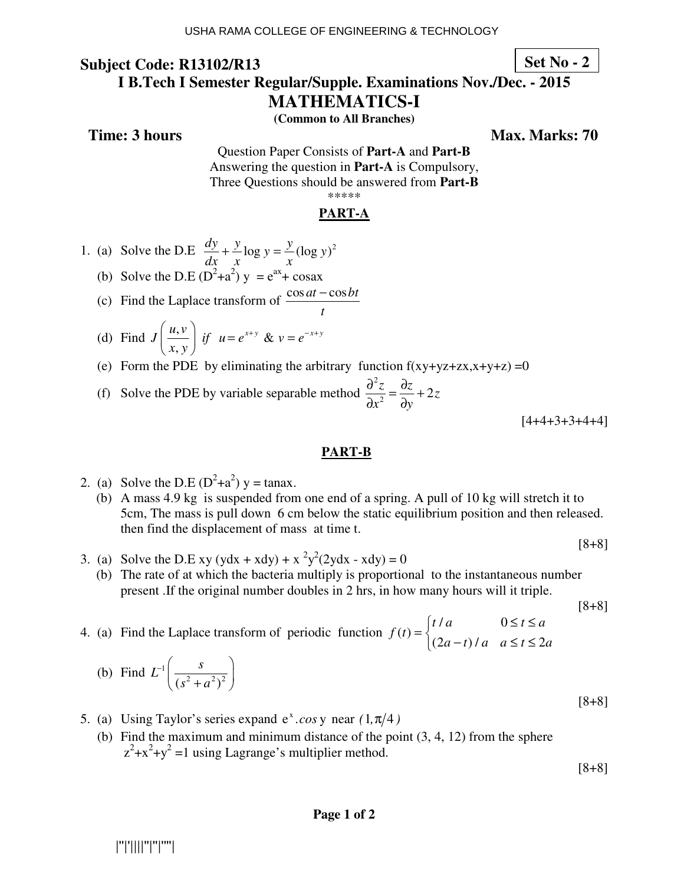**Subject Code: R13102/R13** **Set No - 2**

**I B.Tech I Semester Regular/Supple. Examinations Nov./Dec. - 2015**

# MATHEMATICS-I

**(Common to All Branches)**

**Time: 3 hours** **Max. Marks: 70**

Question Paper Consists of **Part-A** and **Part-B**
Answering the question in **Part-A** is Compulsory,
Three Questions should be answered from **Part-B**

*****

## PART-A

1. (a) Solve the D.E $\frac{dy}{dx} + \frac{y}{x}\log y = \frac{y}{x}(\log y)^2$
   (b) Solve the D.E $(D^2+a^2)\, y = e^{ax} + \cos ax$
   (c) Find the Laplace transform of $\frac{\cos at - \cos bt}{t}$
   (d) Find $J\left(\frac{u, v}{x, y}\right)$ if $u = e^{x+y}$ & $v = e^{-x+y}$
   (e) Form the PDE by eliminating the arbitrary function f(xy+yz+zx,x+y+z) =0
   (f) Solve the PDE by variable separable method $\frac{\partial^2 z}{\partial x^2} = \frac{\partial z}{\partial y} + 2z$

[4+4+3+3+4+4]

## PART-B

2. (a) Solve the D.E $(D^2+a^2)\, y = \tan ax$.
   (b) A mass 4.9 kg is suspended from one end of a spring. A pull of 10 kg will stretch it to 5cm, The mass is pull down 6 cm below the static equilibrium position and then released. then find the displacement of mass at time t.

[8+8]

3. (a) Solve the D.E $xy\,(ydx + xdy) + x^2y^2(2ydx - xdy) = 0$
   (b) The rate of at which the bacteria multiply is proportional to the instantaneous number present .If the original number doubles in 2 hrs, in how many hours will it triple.

[8+8]

4. (a) Find the Laplace transform of periodic function $f(t) = \begin{cases} t/a & 0 \le t \le a \\ (2a-t)/a & a \le t \le 2a \end{cases}$
   (b) Find $L^{-1}\left(\frac{s}{(s^2+a^2)^2}\right)$

[8+8]

5. (a) Using Taylor's series expand $e^x.\cos y$ near $(1, \pi/4)$
   (b) Find the maximum and minimum distance of the point (3, 4, 12) from the sphere $z^2+x^2+y^2 = 1$ using Lagrange's multiplier method.

[8+8]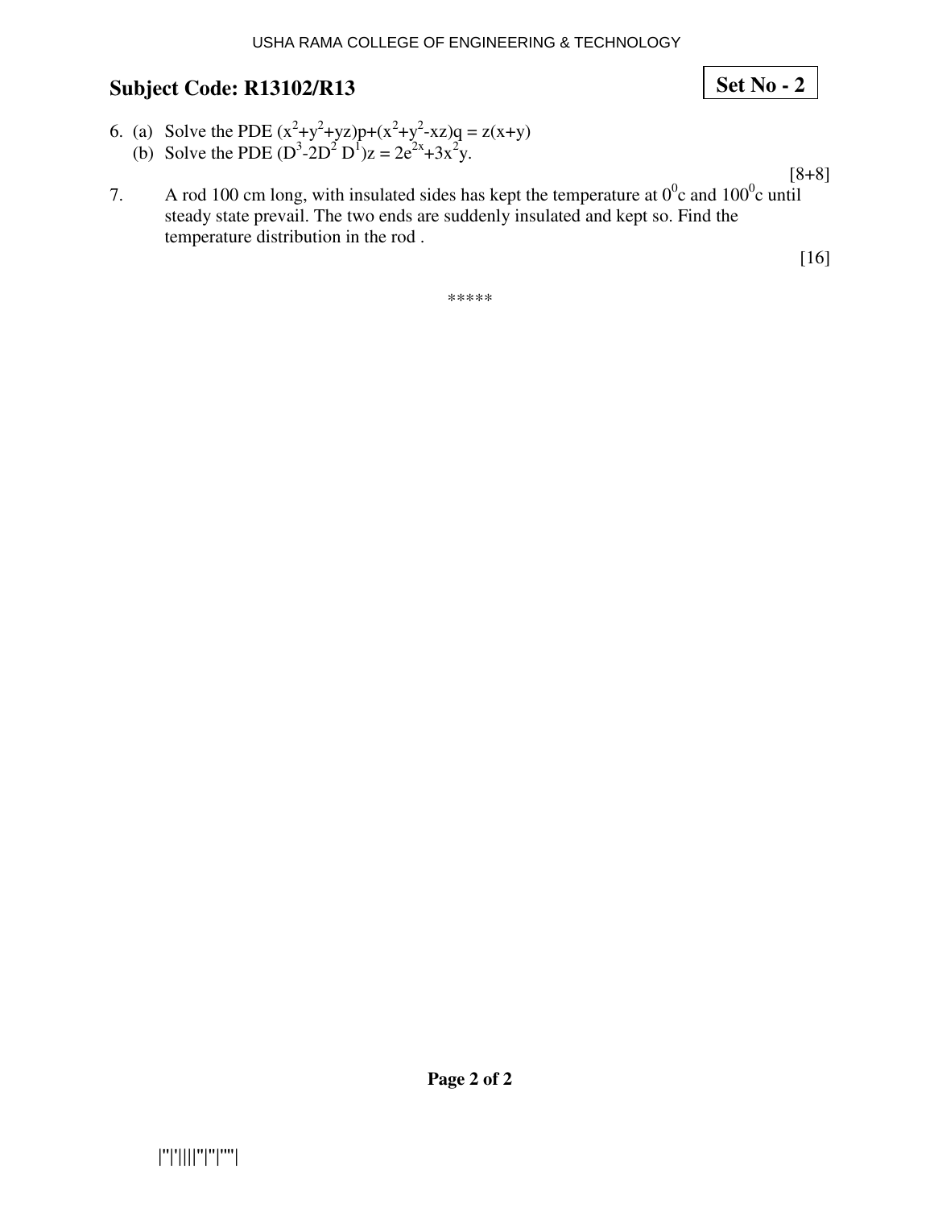## Subject Code: R13102/R13

**Set No - 2**

6. (a) Solve the PDE $(x^2+y^2+yz)p+(x^2+y^2-xz)q = z(x+y)$

   (b) Solve the PDE $(D^3-2D^2 D^1)z = 2e^{2x}+3x^2y$.

[8+8]

7. A rod 100 cm long, with insulated sides has kept the temperature at $0^0$c and $100^0$c until steady state prevail. The two ends are suddenly insulated and kept so. Find the temperature distribution in the rod .

[16]

*****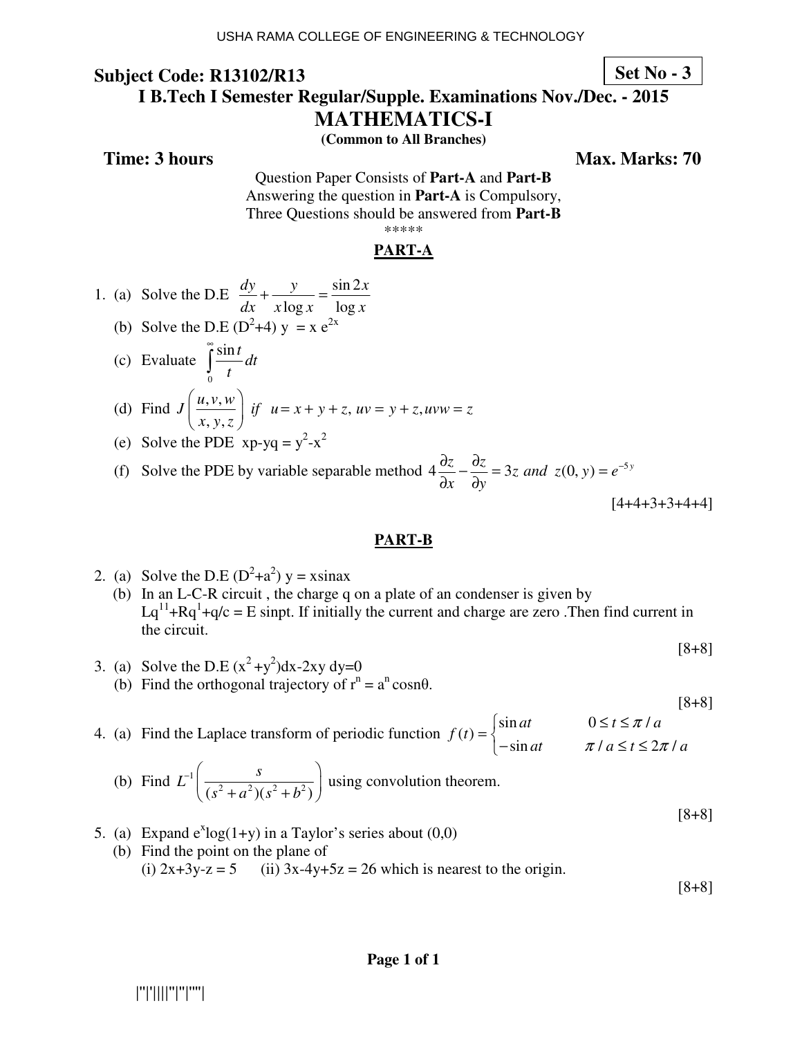USHA RAMA COLLEGE OF ENGINEERING & TECHNOLOGY

**Subject Code: R13102/R13** **Set No - 3**

**I B.Tech I Semester Regular/Supple. Examinations Nov./Dec. - 2015**

# MATHEMATICS-I

**(Common to All Branches)**

**Time: 3 hours** **Max. Marks: 70**

Question Paper Consists of **Part-A** and **Part-B**
Answering the question in **Part-A** is Compulsory,
Three Questions should be answered from **Part-B**

*****

## PART-A

1. (a) Solve the D.E $\dfrac{dy}{dx} + \dfrac{y}{x\log x} = \dfrac{\sin 2x}{\log x}$

   (b) Solve the D.E $(D^2+4)\,y = x\,e^{2x}$

   (c) Evaluate $\int_0^\infty \dfrac{\sin t}{t}\,dt$

   (d) Find $J\left(\dfrac{u,v,w}{x,y,z}\right)$ *if* $u = x+y+z,\ uv = y+z,\ uvw = z$

   (e) Solve the PDE $xp - yq = y^2 - x^2$

   (f) Solve the PDE by variable separable method $4\dfrac{\partial z}{\partial x} - \dfrac{\partial z}{\partial y} = 3z$ *and* $z(0,y) = e^{-5y}$

[4+4+3+3+4+4]

## PART-B

2. (a) Solve the D.E $(D^2+a^2)\,y = x\sin ax$

   (b) In an L-C-R circuit , the charge q on a plate of an condenser is given by $Lq^{11} + Rq^{1} + q/c = E\sin pt$. If initially the current and charge are zero .Then find current in the circuit.

[8+8]

3. (a) Solve the D.E $(x^2+y^2)dx - 2xy\,dy = 0$

   (b) Find the orthogonal trajectory of $r^n = a^n \cos n\theta$.

[8+8]

4. (a) Find the Laplace transform of periodic function $f(t) = \begin{cases} \sin at & 0 \le t \le \pi/a \\ -\sin at & \pi/a \le t \le 2\pi/a \end{cases}$

   (b) Find $L^{-1}\left(\dfrac{s}{(s^2+a^2)(s^2+b^2)}\right)$ using convolution theorem.

[8+8]

5. (a) Expand $e^x \log(1+y)$ in a Taylor's series about (0,0)

   (b) Find the point on the plane of
   (i) $2x+3y-z = 5$ (ii) $3x-4y+5z = 26$ which is nearest to the origin.

[8+8]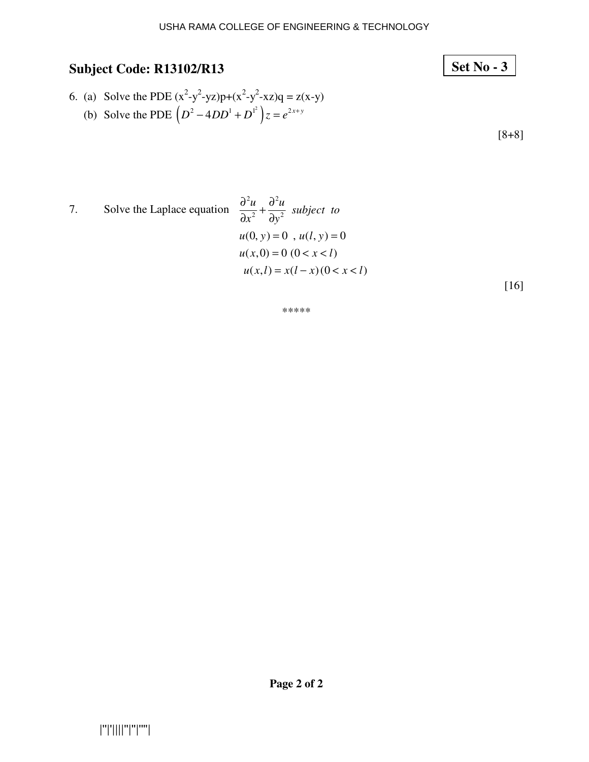## Subject Code: R13102/R13

**Set No - 3**

6. (a) Solve the PDE $(x^2-y^2-yz)p+(x^2-y^2-xz)q = z(x-y)$
   (b) Solve the PDE $\left(D^2 - 4DD^1 + D^{1^2}\right)z = e^{2x+y}$

[8+8]

7. Solve the Laplace equation $\dfrac{\partial^2 u}{\partial x^2} + \dfrac{\partial^2 u}{\partial y^2}$ *subject to*

$$u(0, y) = 0 \ , \ u(l, y) = 0$$
$$u(x, 0) = 0 \ (0 < x < l)$$
$$u(x, l) = x(l - x)\,(0 < x < l)$$

[16]

\*\*\*\*\*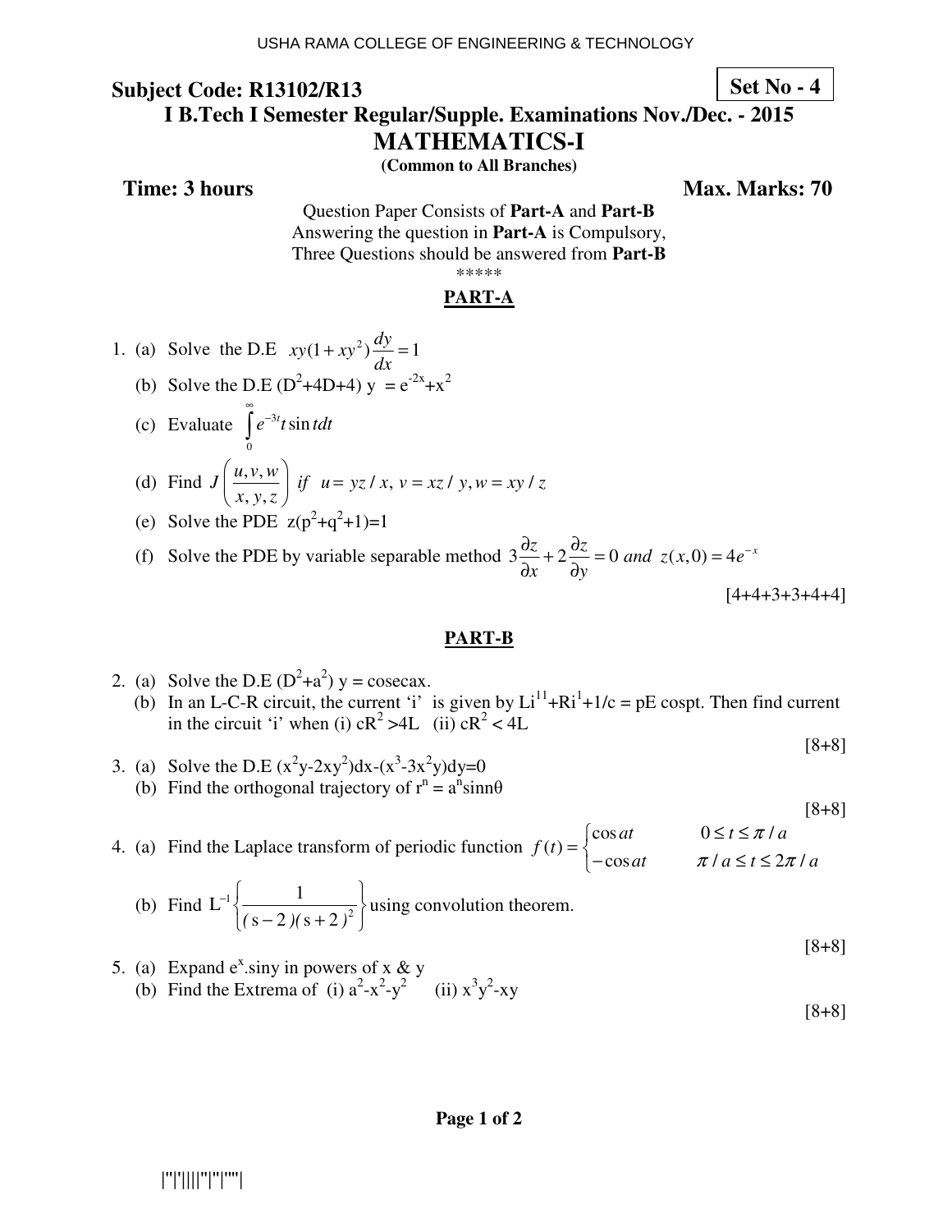**Subject Code: R13102/R13** **Set No - 4**

**I B.Tech I Semester Regular/Supple. Examinations Nov./Dec. - 2015**

# MATHEMATICS-I

**(Common to All Branches)**

**Time: 3 hours** **Max. Marks: 70**

Question Paper Consists of **Part-A** and **Part-B**
Answering the question in **Part-A** is Compulsory,
Three Questions should be answered from **Part-B**

\*\*\*\*\*

## PART-A

1. (a) Solve the D.E $xy(1+xy^2)\dfrac{dy}{dx}=1$

   (b) Solve the D.E $(D^2+4D+4)\ y = e^{-2x}+x^2$

   (c) Evaluate $\int_0^{\infty} e^{-3t} t \sin t dt$

   (d) Find $J\left(\dfrac{u,v,w}{x,y,z}\right)$ *if* $u = yz/x,\ v = xz/y, w = xy/z$

   (e) Solve the PDE $z(p^2+q^2+1)=1$

   (f) Solve the PDE by variable separable method $3\dfrac{\partial z}{\partial x}+2\dfrac{\partial z}{\partial y}=0$ *and* $z(x,0)=4e^{-x}$

[4+4+3+3+4+4]

## PART-B

2. (a) Solve the D.E $(D^2+a^2)\ y = \text{cosec}ax$.

   (b) In an L-C-R circuit, the current 'i' is given by $Li^{11}+Ri^{1}+1/c = pE \cos pt$. Then find current in the circuit 'i' when (i) $cR^2 > 4L$ (ii) $cR^2 < 4L$

[8+8]

3. (a) Solve the D.E $(x^2y-2xy^2)dx-(x^3-3x^2y)dy=0$

   (b) Find the orthogonal trajectory of $r^n = a^n \sin n\theta$

[8+8]

4. (a) Find the Laplace transform of periodic function $f(t)=\begin{cases}\cos at & 0\le t\le \pi/a\\ -\cos at & \pi/a\le t\le 2\pi/a\end{cases}$

   (b) Find $L^{-1}\left\{\dfrac{1}{(s-2)(s+2)^2}\right\}$ using convolution theorem.

[8+8]

5. (a) Expand $e^x.\sin y$ in powers of x & y

   (b) Find the Extrema of (i) $a^2-x^2-y^2$ (ii) $x^3y^2-xy$

[8+8]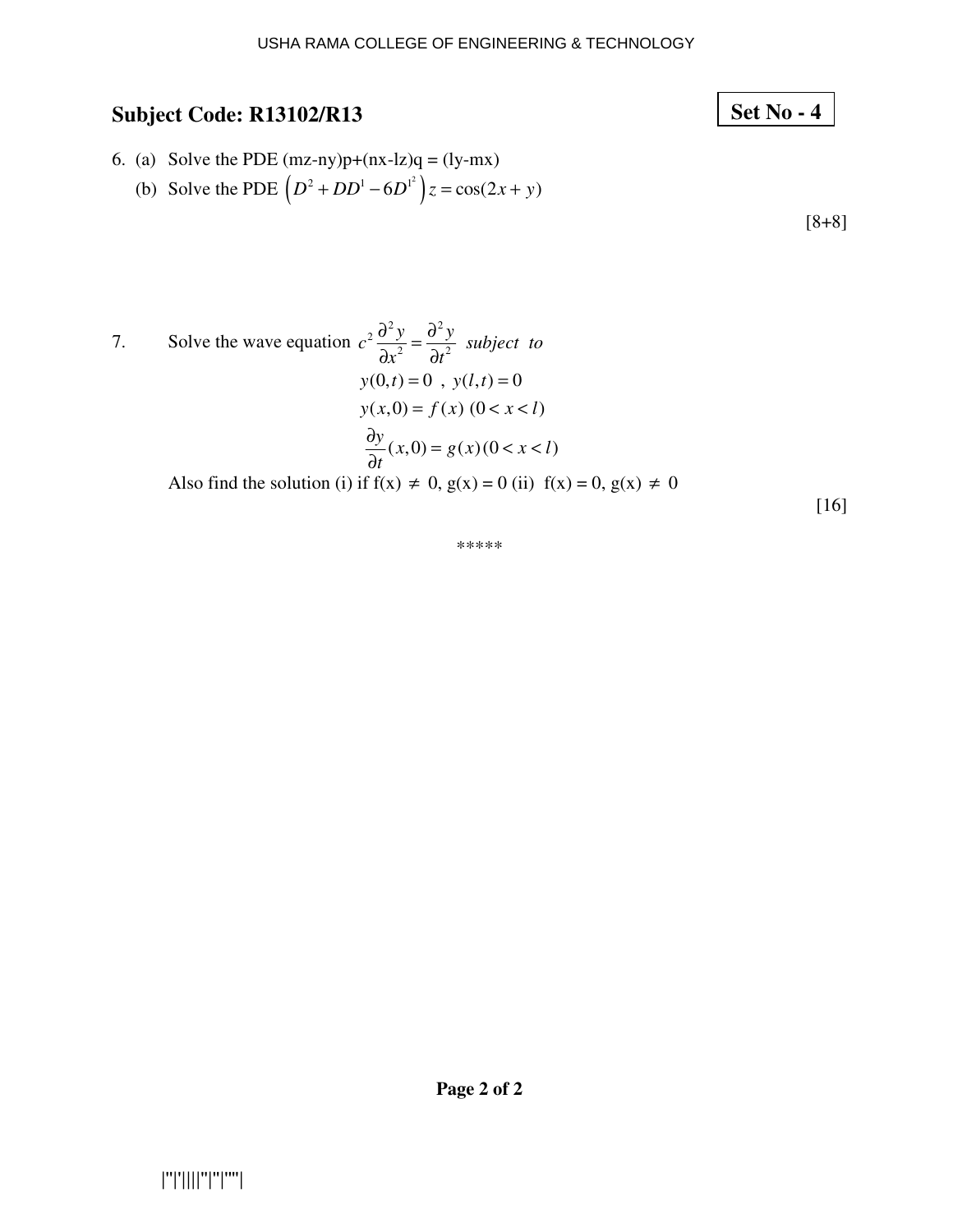**Subject Code: R13102/R13**

**Set No - 4**

6. (a) Solve the PDE (mz-ny)p+(nx-lz)q = (ly-mx)

   (b) Solve the PDE $\left(D^2 + DD^1 - 6D^{1^2}\right)z = \cos(2x + y)$

[8+8]

7. Solve the wave equation $c^2 \frac{\partial^2 y}{\partial x^2} = \frac{\partial^2 y}{\partial t^2}$ *subject to*

$$y(0,t) = 0 \ , \ y(l,t) = 0$$

$$y(x,0) = f(x) \ (0 < x < l)$$

$$\frac{\partial y}{\partial t}(x,0) = g(x)(0 < x < l)$$

Also find the solution (i) if f(x) $\neq$ 0, g(x) = 0 (ii) f(x) = 0, g(x) $\neq$ 0

[16]

\*\*\*\*\*